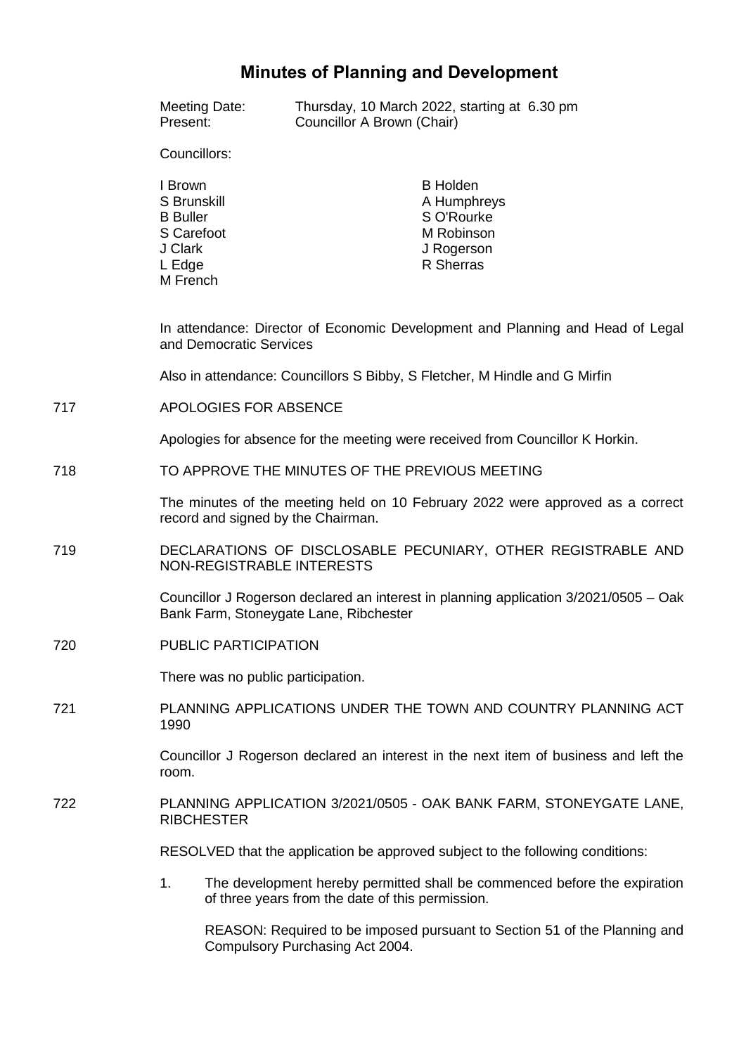# Minutes of Planning and Development

Meeting Date: Thursday, 10 March 2022, starting at 6.30 pm
Present: Councillor A Brown (Chair)

Councillors:

| | |
|---|---|
| I Brown | B Holden |
| S Brunskill | A Humphreys |
| B Buller | S O'Rourke |
| S Carefoot | M Robinson |
| J Clark | J Rogerson |
| L Edge | R Sherras |
| M French | |

In attendance: Director of Economic Development and Planning and Head of Legal and Democratic Services

Also in attendance: Councillors S Bibby, S Fletcher, M Hindle and G Mirfin

717 APOLOGIES FOR ABSENCE

Apologies for absence for the meeting were received from Councillor K Horkin.

718 TO APPROVE THE MINUTES OF THE PREVIOUS MEETING

The minutes of the meeting held on 10 February 2022 were approved as a correct record and signed by the Chairman.

719 DECLARATIONS OF DISCLOSABLE PECUNIARY, OTHER REGISTRABLE AND NON-REGISTRABLE INTERESTS

Councillor J Rogerson declared an interest in planning application 3/2021/0505 – Oak Bank Farm, Stoneygate Lane, Ribchester

720 PUBLIC PARTICIPATION

There was no public participation.

721 PLANNING APPLICATIONS UNDER THE TOWN AND COUNTRY PLANNING ACT 1990

Councillor J Rogerson declared an interest in the next item of business and left the room.

722 PLANNING APPLICATION 3/2021/0505 - OAK BANK FARM, STONEYGATE LANE, RIBCHESTER

RESOLVED that the application be approved subject to the following conditions:

1. The development hereby permitted shall be commenced before the expiration of three years from the date of this permission.

   REASON: Required to be imposed pursuant to Section 51 of the Planning and Compulsory Purchasing Act 2004.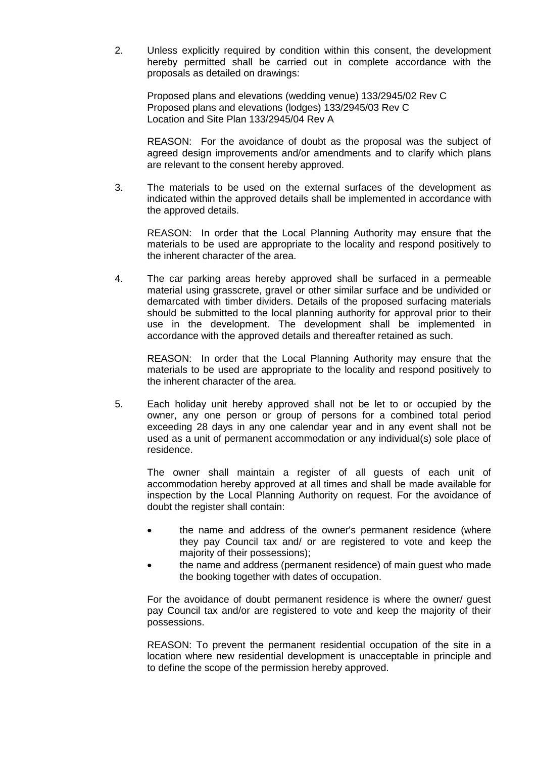2. Unless explicitly required by condition within this consent, the development hereby permitted shall be carried out in complete accordance with the proposals as detailed on drawings:

   Proposed plans and elevations (wedding venue) 133/2945/02 Rev C
   Proposed plans and elevations (lodges) 133/2945/03 Rev C
   Location and Site Plan 133/2945/04 Rev A

   REASON: For the avoidance of doubt as the proposal was the subject of agreed design improvements and/or amendments and to clarify which plans are relevant to the consent hereby approved.

3. The materials to be used on the external surfaces of the development as indicated within the approved details shall be implemented in accordance with the approved details.

   REASON: In order that the Local Planning Authority may ensure that the materials to be used are appropriate to the locality and respond positively to the inherent character of the area.

4. The car parking areas hereby approved shall be surfaced in a permeable material using grasscrete, gravel or other similar surface and be undivided or demarcated with timber dividers. Details of the proposed surfacing materials should be submitted to the local planning authority for approval prior to their use in the development. The development shall be implemented in accordance with the approved details and thereafter retained as such.

   REASON: In order that the Local Planning Authority may ensure that the materials to be used are appropriate to the locality and respond positively to the inherent character of the area.

5. Each holiday unit hereby approved shall not be let to or occupied by the owner, any one person or group of persons for a combined total period exceeding 28 days in any one calendar year and in any event shall not be used as a unit of permanent accommodation or any individual(s) sole place of residence.

   The owner shall maintain a register of all guests of each unit of accommodation hereby approved at all times and shall be made available for inspection by the Local Planning Authority on request. For the avoidance of doubt the register shall contain:

   - the name and address of the owner's permanent residence (where they pay Council tax and/ or are registered to vote and keep the majority of their possessions);
   - the name and address (permanent residence) of main guest who made the booking together with dates of occupation.

   For the avoidance of doubt permanent residence is where the owner/ guest pay Council tax and/or are registered to vote and keep the majority of their possessions.

   REASON: To prevent the permanent residential occupation of the site in a location where new residential development is unacceptable in principle and to define the scope of the permission hereby approved.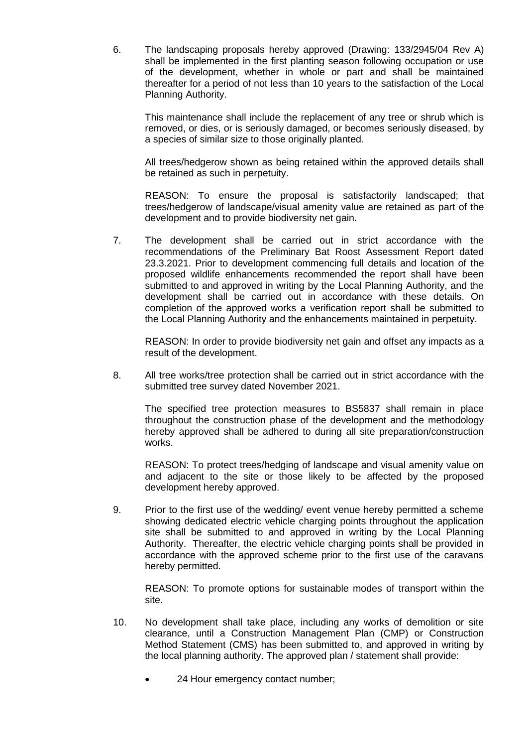6. The landscaping proposals hereby approved (Drawing: 133/2945/04 Rev A) shall be implemented in the first planting season following occupation or use of the development, whether in whole or part and shall be maintained thereafter for a period of not less than 10 years to the satisfaction of the Local Planning Authority.

   This maintenance shall include the replacement of any tree or shrub which is removed, or dies, or is seriously damaged, or becomes seriously diseased, by a species of similar size to those originally planted.

   All trees/hedgerow shown as being retained within the approved details shall be retained as such in perpetuity.

   REASON: To ensure the proposal is satisfactorily landscaped; that trees/hedgerow of landscape/visual amenity value are retained as part of the development and to provide biodiversity net gain.

7. The development shall be carried out in strict accordance with the recommendations of the Preliminary Bat Roost Assessment Report dated 23.3.2021. Prior to development commencing full details and location of the proposed wildlife enhancements recommended the report shall have been submitted to and approved in writing by the Local Planning Authority, and the development shall be carried out in accordance with these details. On completion of the approved works a verification report shall be submitted to the Local Planning Authority and the enhancements maintained in perpetuity.

   REASON: In order to provide biodiversity net gain and offset any impacts as a result of the development.

8. All tree works/tree protection shall be carried out in strict accordance with the submitted tree survey dated November 2021.

   The specified tree protection measures to BS5837 shall remain in place throughout the construction phase of the development and the methodology hereby approved shall be adhered to during all site preparation/construction works.

   REASON: To protect trees/hedging of landscape and visual amenity value on and adjacent to the site or those likely to be affected by the proposed development hereby approved.

9. Prior to the first use of the wedding/ event venue hereby permitted a scheme showing dedicated electric vehicle charging points throughout the application site shall be submitted to and approved in writing by the Local Planning Authority. Thereafter, the electric vehicle charging points shall be provided in accordance with the approved scheme prior to the first use of the caravans hereby permitted.

   REASON: To promote options for sustainable modes of transport within the site.

10. No development shall take place, including any works of demolition or site clearance, until a Construction Management Plan (CMP) or Construction Method Statement (CMS) has been submitted to, and approved in writing by the local planning authority. The approved plan / statement shall provide:

    - 24 Hour emergency contact number;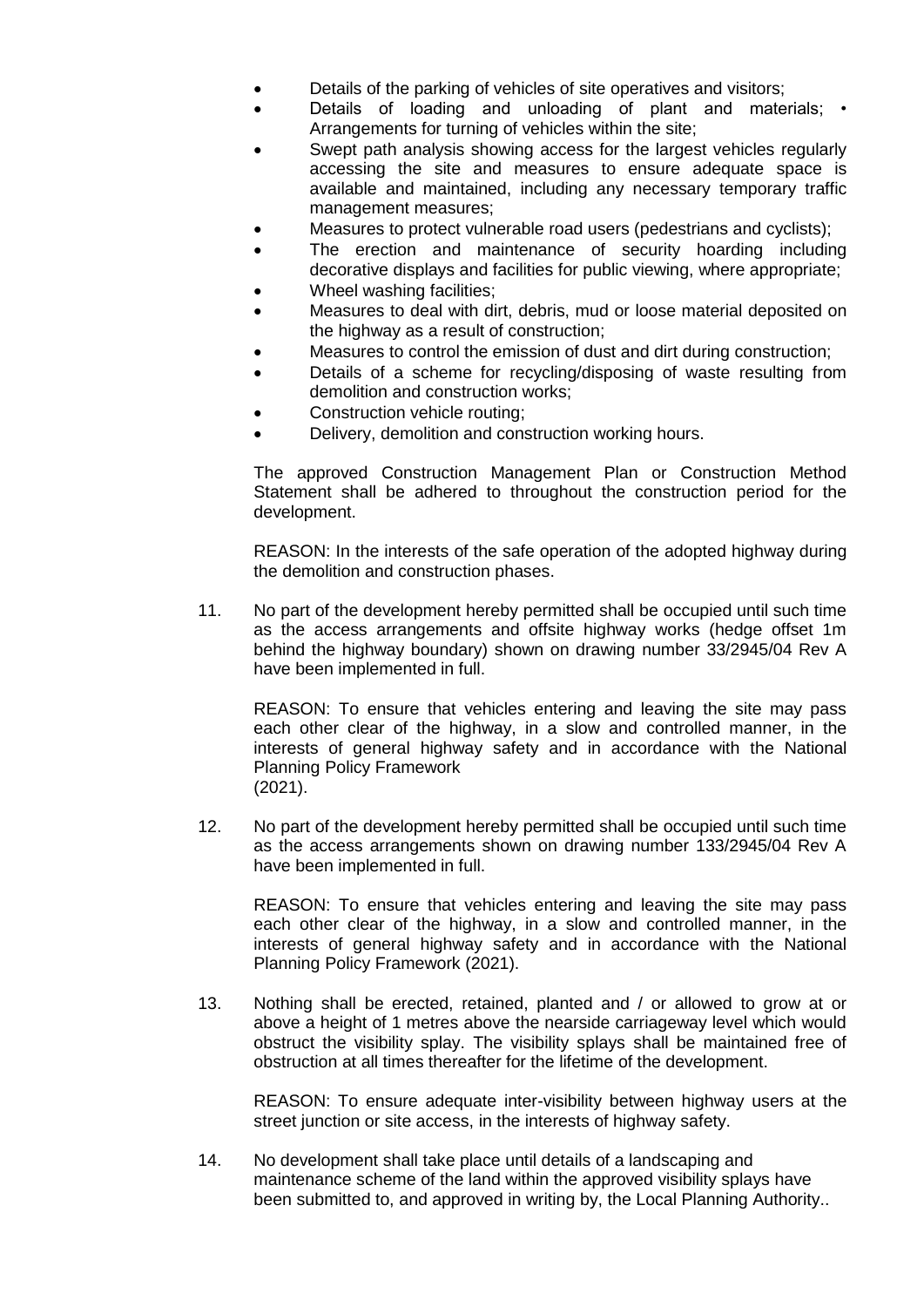- Details of the parking of vehicles of site operatives and visitors;
- Details of loading and unloading of plant and materials; • Arrangements for turning of vehicles within the site;
- Swept path analysis showing access for the largest vehicles regularly accessing the site and measures to ensure adequate space is available and maintained, including any necessary temporary traffic management measures;
- Measures to protect vulnerable road users (pedestrians and cyclists);
- The erection and maintenance of security hoarding including decorative displays and facilities for public viewing, where appropriate;
- Wheel washing facilities;
- Measures to deal with dirt, debris, mud or loose material deposited on the highway as a result of construction;
- Measures to control the emission of dust and dirt during construction;
- Details of a scheme for recycling/disposing of waste resulting from demolition and construction works;
- Construction vehicle routing;
- Delivery, demolition and construction working hours.

The approved Construction Management Plan or Construction Method Statement shall be adhered to throughout the construction period for the development.

REASON: In the interests of the safe operation of the adopted highway during the demolition and construction phases.

11. No part of the development hereby permitted shall be occupied until such time as the access arrangements and offsite highway works (hedge offset 1m behind the highway boundary) shown on drawing number 33/2945/04 Rev A have been implemented in full.

    REASON: To ensure that vehicles entering and leaving the site may pass each other clear of the highway, in a slow and controlled manner, in the interests of general highway safety and in accordance with the National Planning Policy Framework (2021).

12. No part of the development hereby permitted shall be occupied until such time as the access arrangements shown on drawing number 133/2945/04 Rev A have been implemented in full.

    REASON: To ensure that vehicles entering and leaving the site may pass each other clear of the highway, in a slow and controlled manner, in the interests of general highway safety and in accordance with the National Planning Policy Framework (2021).

13. Nothing shall be erected, retained, planted and / or allowed to grow at or above a height of 1 metres above the nearside carriageway level which would obstruct the visibility splay. The visibility splays shall be maintained free of obstruction at all times thereafter for the lifetime of the development.

    REASON: To ensure adequate inter-visibility between highway users at the street junction or site access, in the interests of highway safety.

14. No development shall take place until details of a landscaping and maintenance scheme of the land within the approved visibility splays have been submitted to, and approved in writing by, the Local Planning Authority..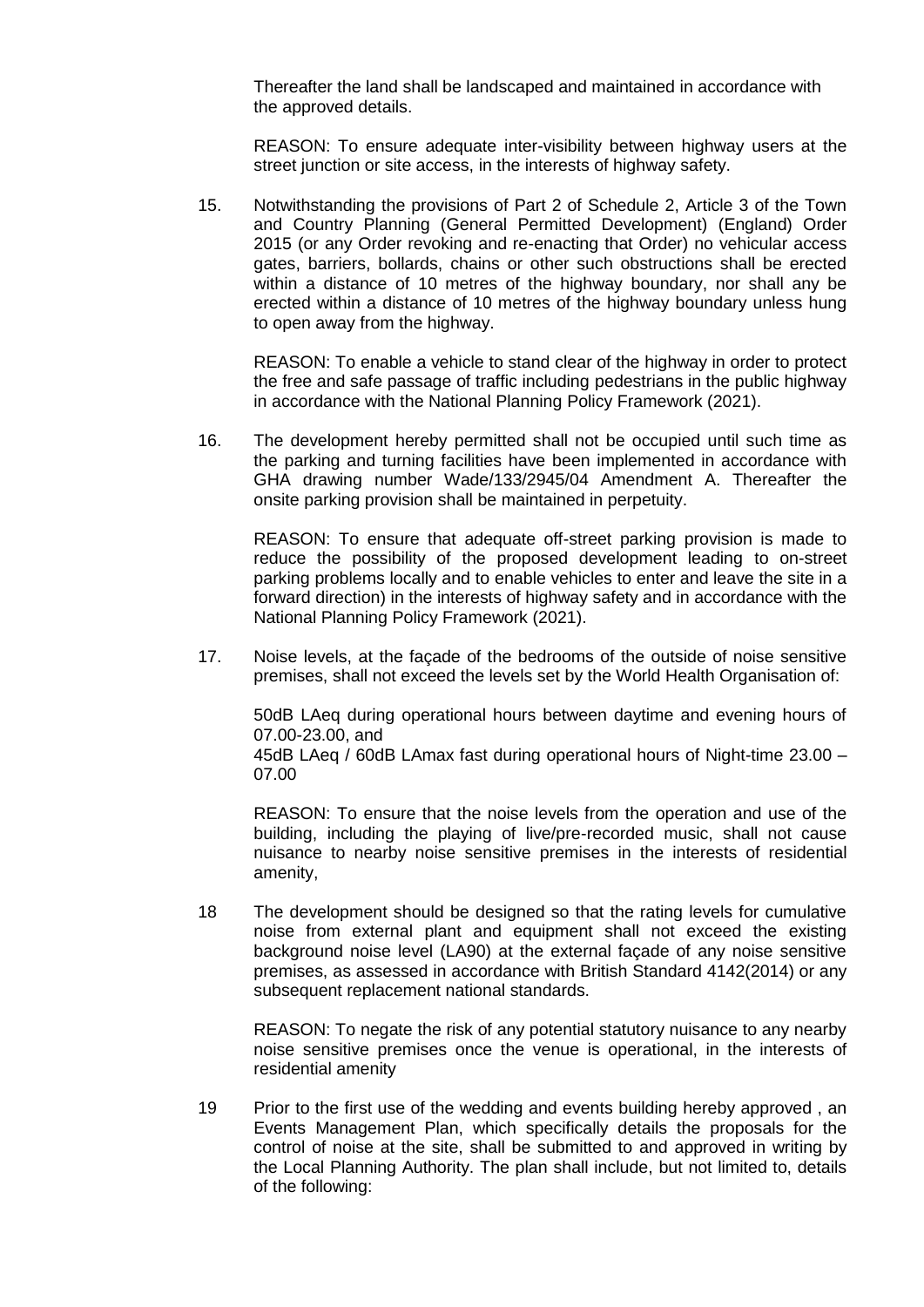Thereafter the land shall be landscaped and maintained in accordance with the approved details.

REASON: To ensure adequate inter-visibility between highway users at the street junction or site access, in the interests of highway safety.

15. Notwithstanding the provisions of Part 2 of Schedule 2, Article 3 of the Town and Country Planning (General Permitted Development) (England) Order 2015 (or any Order revoking and re-enacting that Order) no vehicular access gates, barriers, bollards, chains or other such obstructions shall be erected within a distance of 10 metres of the highway boundary, nor shall any be erected within a distance of 10 metres of the highway boundary unless hung to open away from the highway.

    REASON: To enable a vehicle to stand clear of the highway in order to protect the free and safe passage of traffic including pedestrians in the public highway in accordance with the National Planning Policy Framework (2021).

16. The development hereby permitted shall not be occupied until such time as the parking and turning facilities have been implemented in accordance with GHA drawing number Wade/133/2945/04 Amendment A. Thereafter the onsite parking provision shall be maintained in perpetuity.

    REASON: To ensure that adequate off-street parking provision is made to reduce the possibility of the proposed development leading to on-street parking problems locally and to enable vehicles to enter and leave the site in a forward direction) in the interests of highway safety and in accordance with the National Planning Policy Framework (2021).

17. Noise levels, at the façade of the bedrooms of the outside of noise sensitive premises, shall not exceed the levels set by the World Health Organisation of:

    50dB LAeq during operational hours between daytime and evening hours of 07.00-23.00, and
    45dB LAeq / 60dB LAmax fast during operational hours of Night-time 23.00 – 07.00

    REASON: To ensure that the noise levels from the operation and use of the building, including the playing of live/pre-recorded music, shall not cause nuisance to nearby noise sensitive premises in the interests of residential amenity,

18 The development should be designed so that the rating levels for cumulative noise from external plant and equipment shall not exceed the existing background noise level (LA90) at the external façade of any noise sensitive premises, as assessed in accordance with British Standard 4142(2014) or any subsequent replacement national standards.

   REASON: To negate the risk of any potential statutory nuisance to any nearby noise sensitive premises once the venue is operational, in the interests of residential amenity

19 Prior to the first use of the wedding and events building hereby approved , an Events Management Plan, which specifically details the proposals for the control of noise at the site, shall be submitted to and approved in writing by the Local Planning Authority. The plan shall include, but not limited to, details of the following: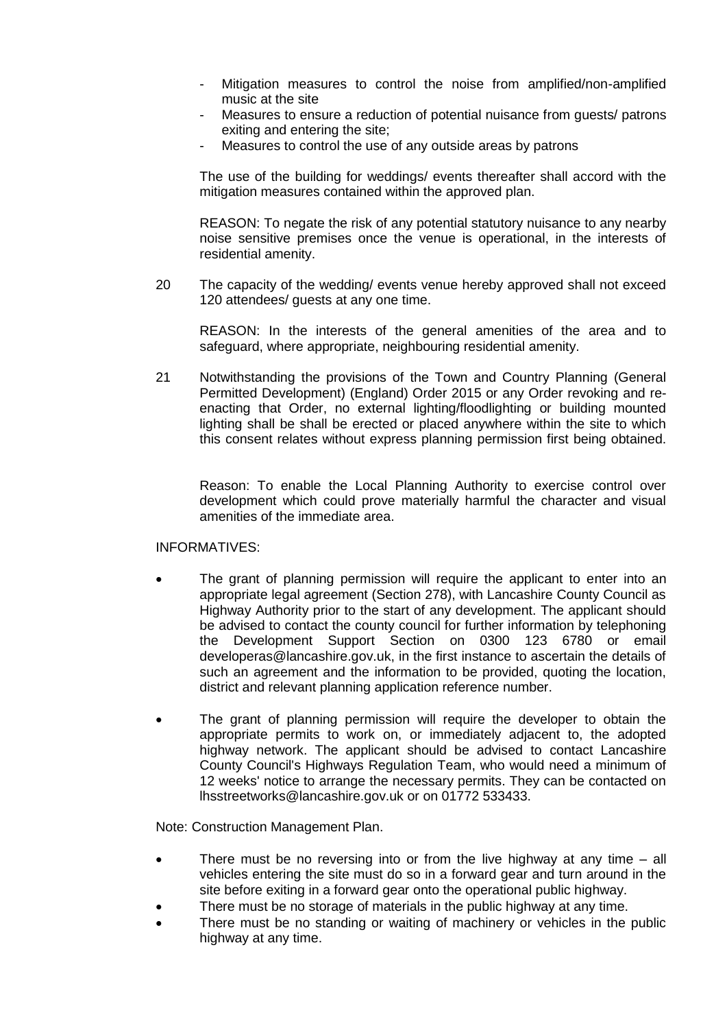- Mitigation measures to control the noise from amplified/non-amplified music at the site
- Measures to ensure a reduction of potential nuisance from guests/ patrons exiting and entering the site;
- Measures to control the use of any outside areas by patrons

The use of the building for weddings/ events thereafter shall accord with the mitigation measures contained within the approved plan.

REASON: To negate the risk of any potential statutory nuisance to any nearby noise sensitive premises once the venue is operational, in the interests of residential amenity.

20 The capacity of the wedding/ events venue hereby approved shall not exceed 120 attendees/ guests at any one time.

REASON: In the interests of the general amenities of the area and to safeguard, where appropriate, neighbouring residential amenity.

21 Notwithstanding the provisions of the Town and Country Planning (General Permitted Development) (England) Order 2015 or any Order revoking and re-enacting that Order, no external lighting/floodlighting or building mounted lighting shall be shall be erected or placed anywhere within the site to which this consent relates without express planning permission first being obtained.

Reason: To enable the Local Planning Authority to exercise control over development which could prove materially harmful the character and visual amenities of the immediate area.

INFORMATIVES:

- The grant of planning permission will require the applicant to enter into an appropriate legal agreement (Section 278), with Lancashire County Council as Highway Authority prior to the start of any development. The applicant should be advised to contact the county council for further information by telephoning the Development Support Section on 0300 123 6780 or email developeras@lancashire.gov.uk, in the first instance to ascertain the details of such an agreement and the information to be provided, quoting the location, district and relevant planning application reference number.
- The grant of planning permission will require the developer to obtain the appropriate permits to work on, or immediately adjacent to, the adopted highway network. The applicant should be advised to contact Lancashire County Council's Highways Regulation Team, who would need a minimum of 12 weeks' notice to arrange the necessary permits. They can be contacted on lhsstreetworks@lancashire.gov.uk or on 01772 533433.

Note: Construction Management Plan.

- There must be no reversing into or from the live highway at any time – all vehicles entering the site must do so in a forward gear and turn around in the site before exiting in a forward gear onto the operational public highway.
- There must be no storage of materials in the public highway at any time.
- There must be no standing or waiting of machinery or vehicles in the public highway at any time.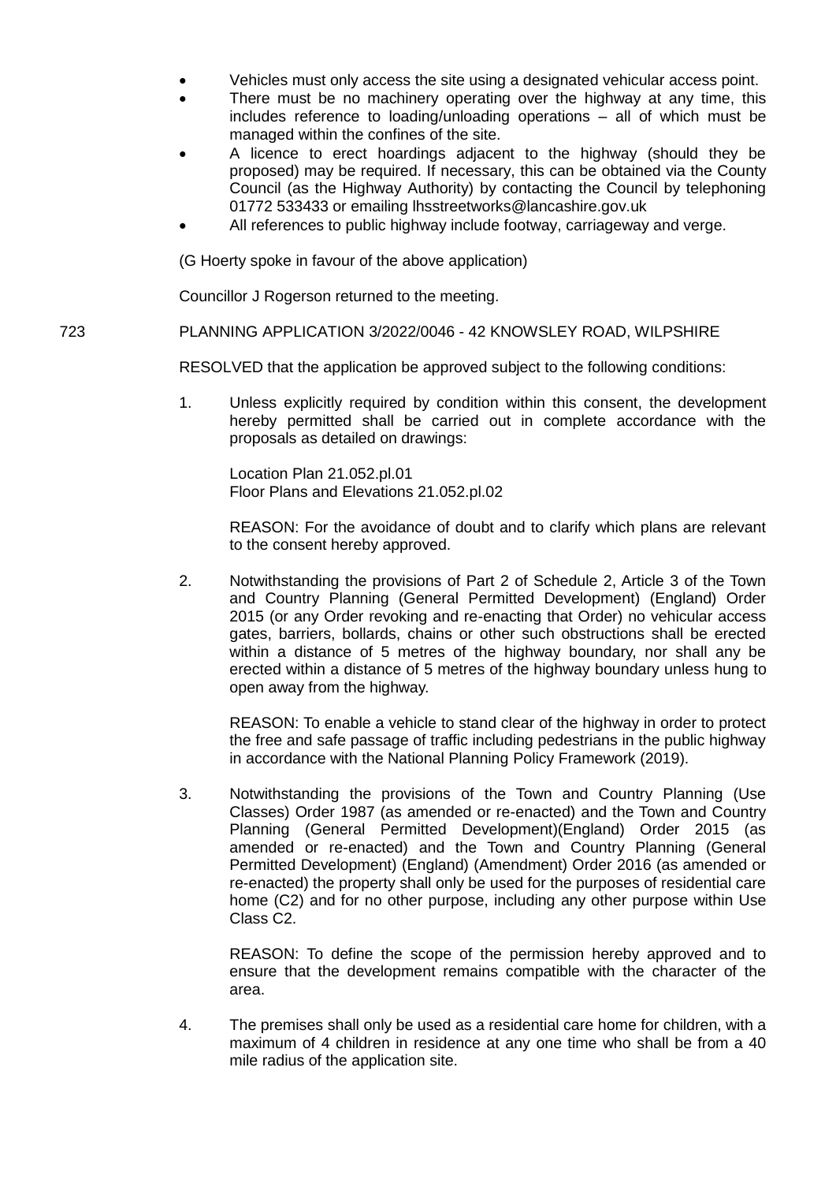- Vehicles must only access the site using a designated vehicular access point.
- There must be no machinery operating over the highway at any time, this includes reference to loading/unloading operations – all of which must be managed within the confines of the site.
- A licence to erect hoardings adjacent to the highway (should they be proposed) may be required. If necessary, this can be obtained via the County Council (as the Highway Authority) by contacting the Council by telephoning 01772 533433 or emailing lhsstreetworks@lancashire.gov.uk
- All references to public highway include footway, carriageway and verge.

(G Hoerty spoke in favour of the above application)

Councillor J Rogerson returned to the meeting.

723 PLANNING APPLICATION 3/2022/0046 - 42 KNOWSLEY ROAD, WILPSHIRE

RESOLVED that the application be approved subject to the following conditions:

1. Unless explicitly required by condition within this consent, the development hereby permitted shall be carried out in complete accordance with the proposals as detailed on drawings:

   Location Plan 21.052.pl.01
   Floor Plans and Elevations 21.052.pl.02

   REASON: For the avoidance of doubt and to clarify which plans are relevant to the consent hereby approved.

2. Notwithstanding the provisions of Part 2 of Schedule 2, Article 3 of the Town and Country Planning (General Permitted Development) (England) Order 2015 (or any Order revoking and re-enacting that Order) no vehicular access gates, barriers, bollards, chains or other such obstructions shall be erected within a distance of 5 metres of the highway boundary, nor shall any be erected within a distance of 5 metres of the highway boundary unless hung to open away from the highway.

   REASON: To enable a vehicle to stand clear of the highway in order to protect the free and safe passage of traffic including pedestrians in the public highway in accordance with the National Planning Policy Framework (2019).

3. Notwithstanding the provisions of the Town and Country Planning (Use Classes) Order 1987 (as amended or re-enacted) and the Town and Country Planning (General Permitted Development)(England) Order 2015 (as amended or re-enacted) and the Town and Country Planning (General Permitted Development) (England) (Amendment) Order 2016 (as amended or re-enacted) the property shall only be used for the purposes of residential care home (C2) and for no other purpose, including any other purpose within Use Class C2.

   REASON: To define the scope of the permission hereby approved and to ensure that the development remains compatible with the character of the area.

4. The premises shall only be used as a residential care home for children, with a maximum of 4 children in residence at any one time who shall be from a 40 mile radius of the application site.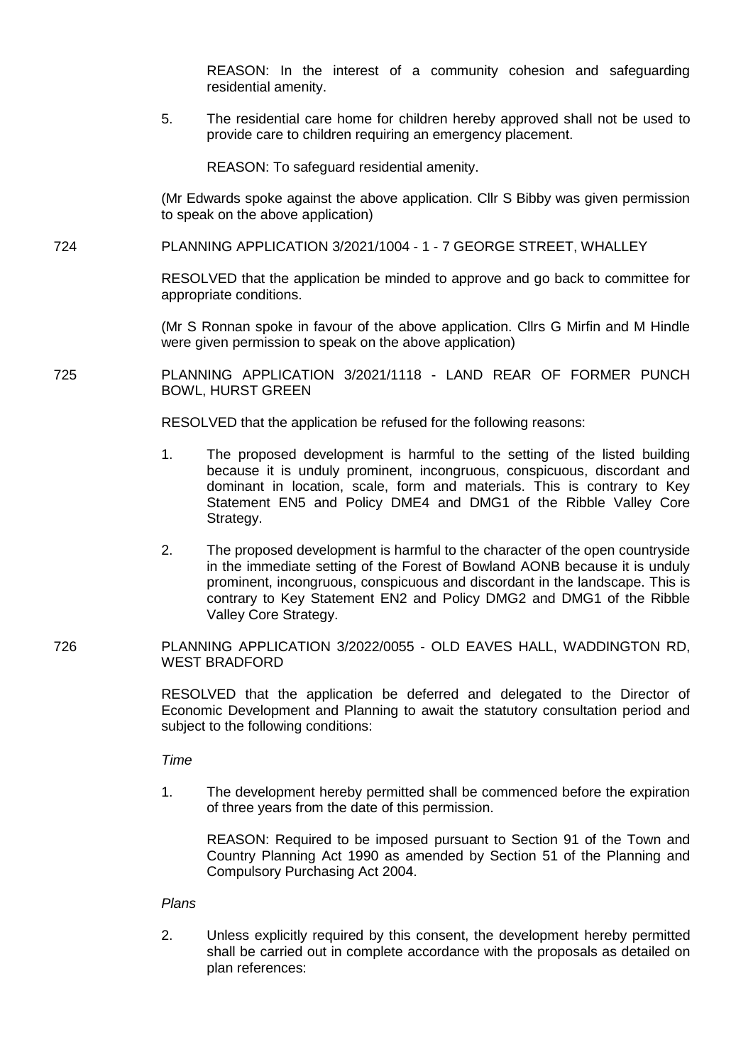REASON: In the interest of a community cohesion and safeguarding residential amenity.

5. The residential care home for children hereby approved shall not be used to provide care to children requiring an emergency placement.

   REASON: To safeguard residential amenity.

(Mr Edwards spoke against the above application. Cllr S Bibby was given permission to speak on the above application)

724 PLANNING APPLICATION 3/2021/1004 - 1 - 7 GEORGE STREET, WHALLEY

RESOLVED that the application be minded to approve and go back to committee for appropriate conditions.

(Mr S Ronnan spoke in favour of the above application. Cllrs G Mirfin and M Hindle were given permission to speak on the above application)

725 PLANNING APPLICATION 3/2021/1118 - LAND REAR OF FORMER PUNCH BOWL, HURST GREEN

RESOLVED that the application be refused for the following reasons:

1. The proposed development is harmful to the setting of the listed building because it is unduly prominent, incongruous, conspicuous, discordant and dominant in location, scale, form and materials. This is contrary to Key Statement EN5 and Policy DME4 and DMG1 of the Ribble Valley Core Strategy.

2. The proposed development is harmful to the character of the open countryside in the immediate setting of the Forest of Bowland AONB because it is unduly prominent, incongruous, conspicuous and discordant in the landscape. This is contrary to Key Statement EN2 and Policy DMG2 and DMG1 of the Ribble Valley Core Strategy.

726 PLANNING APPLICATION 3/2022/0055 - OLD EAVES HALL, WADDINGTON RD, WEST BRADFORD

RESOLVED that the application be deferred and delegated to the Director of Economic Development and Planning to await the statutory consultation period and subject to the following conditions:

*Time*

1. The development hereby permitted shall be commenced before the expiration of three years from the date of this permission.

   REASON: Required to be imposed pursuant to Section 91 of the Town and Country Planning Act 1990 as amended by Section 51 of the Planning and Compulsory Purchasing Act 2004.

*Plans*

2. Unless explicitly required by this consent, the development hereby permitted shall be carried out in complete accordance with the proposals as detailed on plan references: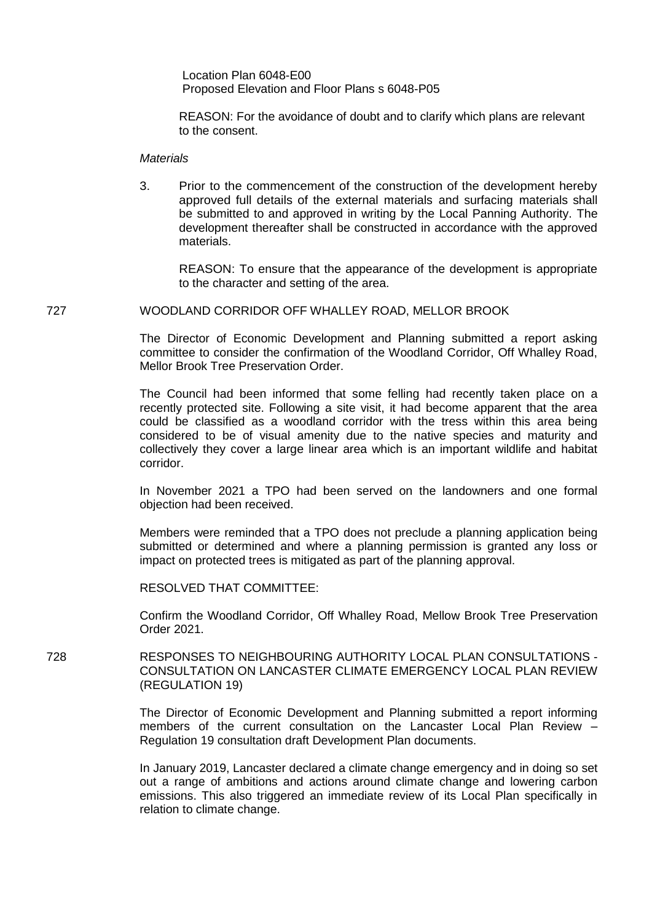Location Plan 6048-E00
Proposed Elevation and Floor Plans s 6048-P05

REASON: For the avoidance of doubt and to clarify which plans are relevant to the consent.

*Materials*

3. Prior to the commencement of the construction of the development hereby approved full details of the external materials and surfacing materials shall be submitted to and approved in writing by the Local Panning Authority. The development thereafter shall be constructed in accordance with the approved materials.

   REASON: To ensure that the appearance of the development is appropriate to the character and setting of the area.

727 WOODLAND CORRIDOR OFF WHALLEY ROAD, MELLOR BROOK

The Director of Economic Development and Planning submitted a report asking committee to consider the confirmation of the Woodland Corridor, Off Whalley Road, Mellor Brook Tree Preservation Order.

The Council had been informed that some felling had recently taken place on a recently protected site. Following a site visit, it had become apparent that the area could be classified as a woodland corridor with the tress within this area being considered to be of visual amenity due to the native species and maturity and collectively they cover a large linear area which is an important wildlife and habitat corridor.

In November 2021 a TPO had been served on the landowners and one formal objection had been received.

Members were reminded that a TPO does not preclude a planning application being submitted or determined and where a planning permission is granted any loss or impact on protected trees is mitigated as part of the planning approval.

RESOLVED THAT COMMITTEE:

Confirm the Woodland Corridor, Off Whalley Road, Mellow Brook Tree Preservation Order 2021.

728 RESPONSES TO NEIGHBOURING AUTHORITY LOCAL PLAN CONSULTATIONS - CONSULTATION ON LANCASTER CLIMATE EMERGENCY LOCAL PLAN REVIEW (REGULATION 19)

The Director of Economic Development and Planning submitted a report informing members of the current consultation on the Lancaster Local Plan Review – Regulation 19 consultation draft Development Plan documents.

In January 2019, Lancaster declared a climate change emergency and in doing so set out a range of ambitions and actions around climate change and lowering carbon emissions. This also triggered an immediate review of its Local Plan specifically in relation to climate change.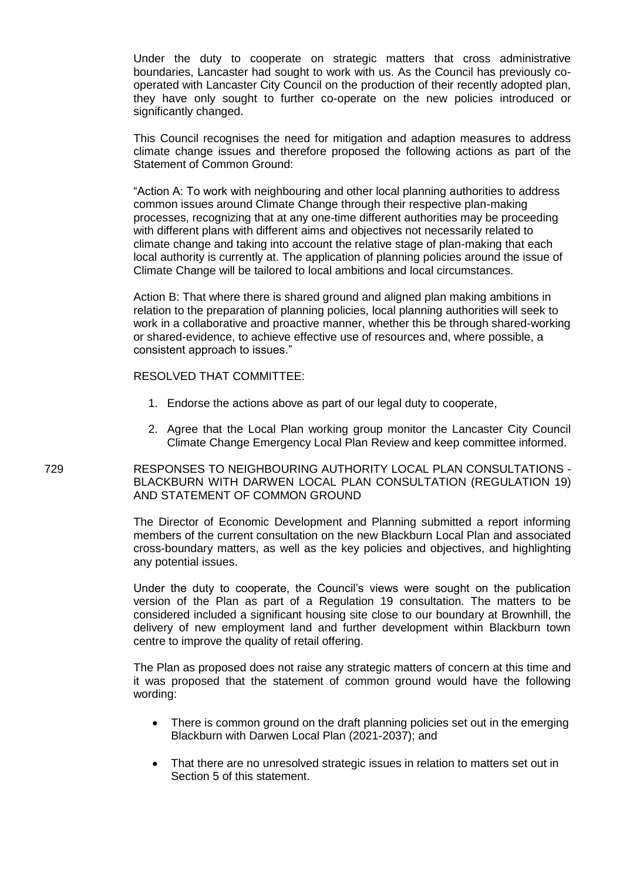Under the duty to cooperate on strategic matters that cross administrative boundaries, Lancaster had sought to work with us. As the Council has previously co-operated with Lancaster City Council on the production of their recently adopted plan, they have only sought to further co-operate on the new policies introduced or significantly changed.

This Council recognises the need for mitigation and adaption measures to address climate change issues and therefore proposed the following actions as part of the Statement of Common Ground:

"Action A: To work with neighbouring and other local planning authorities to address common issues around Climate Change through their respective plan-making processes, recognizing that at any one-time different authorities may be proceeding with different plans with different aims and objectives not necessarily related to climate change and taking into account the relative stage of plan-making that each local authority is currently at. The application of planning policies around the issue of Climate Change will be tailored to local ambitions and local circumstances.

Action B: That where there is shared ground and aligned plan making ambitions in relation to the preparation of planning policies, local planning authorities will seek to work in a collaborative and proactive manner, whether this be through shared-working or shared-evidence, to achieve effective use of resources and, where possible, a consistent approach to issues."

RESOLVED THAT COMMITTEE:

1. Endorse the actions above as part of our legal duty to cooperate,
2. Agree that the Local Plan working group monitor the Lancaster City Council Climate Change Emergency Local Plan Review and keep committee informed.

## 729 RESPONSES TO NEIGHBOURING AUTHORITY LOCAL PLAN CONSULTATIONS - BLACKBURN WITH DARWEN LOCAL PLAN CONSULTATION (REGULATION 19) AND STATEMENT OF COMMON GROUND

The Director of Economic Development and Planning submitted a report informing members of the current consultation on the new Blackburn Local Plan and associated cross-boundary matters, as well as the key policies and objectives, and highlighting any potential issues.

Under the duty to cooperate, the Council's views were sought on the publication version of the Plan as part of a Regulation 19 consultation. The matters to be considered included a significant housing site close to our boundary at Brownhill, the delivery of new employment land and further development within Blackburn town centre to improve the quality of retail offering.

The Plan as proposed does not raise any strategic matters of concern at this time and it was proposed that the statement of common ground would have the following wording:

- There is common ground on the draft planning policies set out in the emerging Blackburn with Darwen Local Plan (2021-2037); and
- That there are no unresolved strategic issues in relation to matters set out in Section 5 of this statement.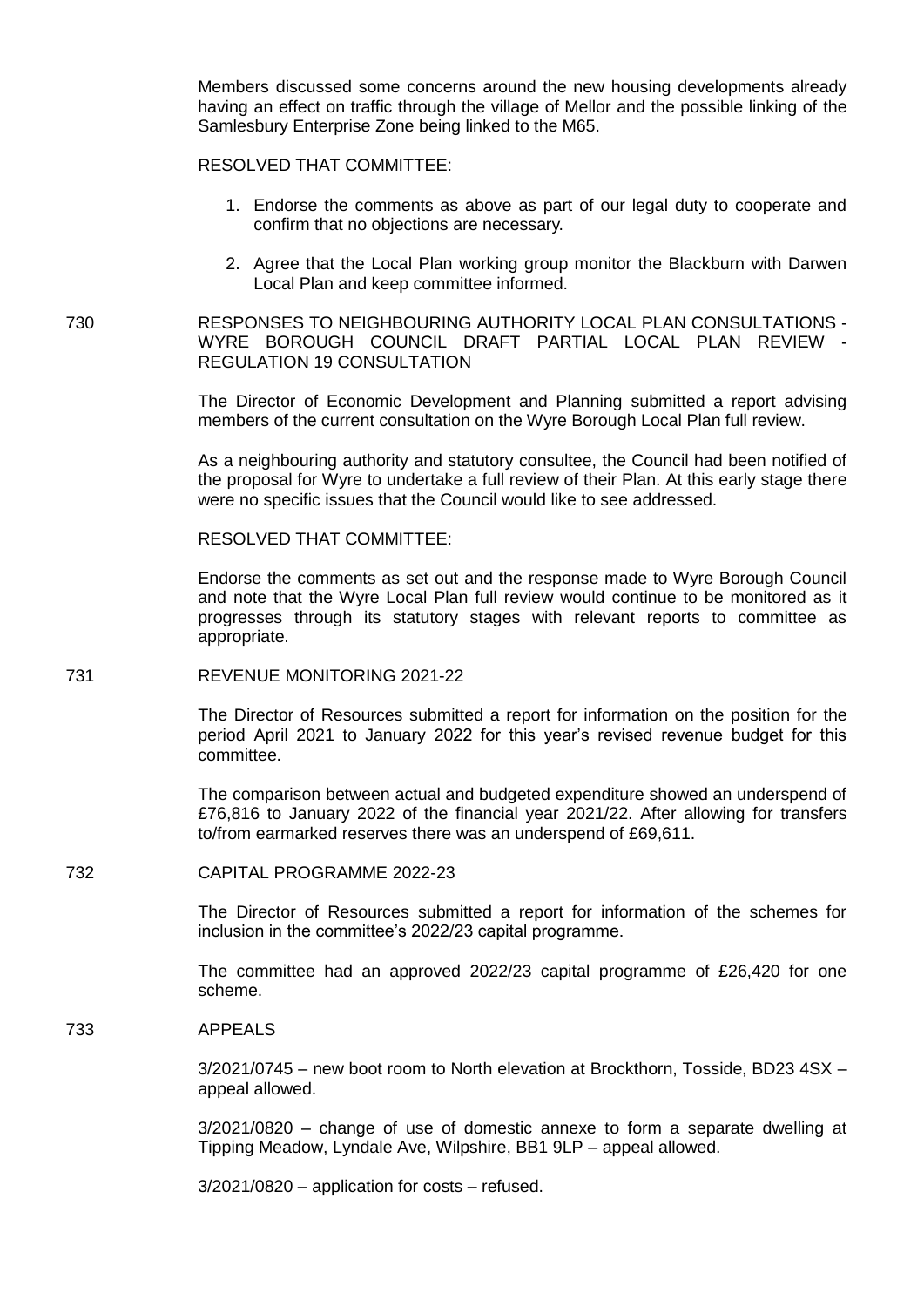Members discussed some concerns around the new housing developments already having an effect on traffic through the village of Mellor and the possible linking of the Samlesbury Enterprise Zone being linked to the M65.

RESOLVED THAT COMMITTEE:

1. Endorse the comments as above as part of our legal duty to cooperate and confirm that no objections are necessary.
2. Agree that the Local Plan working group monitor the Blackburn with Darwen Local Plan and keep committee informed.

730 RESPONSES TO NEIGHBOURING AUTHORITY LOCAL PLAN CONSULTATIONS - WYRE BOROUGH COUNCIL DRAFT PARTIAL LOCAL PLAN REVIEW - REGULATION 19 CONSULTATION

The Director of Economic Development and Planning submitted a report advising members of the current consultation on the Wyre Borough Local Plan full review.

As a neighbouring authority and statutory consultee, the Council had been notified of the proposal for Wyre to undertake a full review of their Plan. At this early stage there were no specific issues that the Council would like to see addressed.

RESOLVED THAT COMMITTEE:

Endorse the comments as set out and the response made to Wyre Borough Council and note that the Wyre Local Plan full review would continue to be monitored as it progresses through its statutory stages with relevant reports to committee as appropriate.

731 REVENUE MONITORING 2021-22

The Director of Resources submitted a report for information on the position for the period April 2021 to January 2022 for this year's revised revenue budget for this committee.

The comparison between actual and budgeted expenditure showed an underspend of £76,816 to January 2022 of the financial year 2021/22. After allowing for transfers to/from earmarked reserves there was an underspend of £69,611.

732 CAPITAL PROGRAMME 2022-23

The Director of Resources submitted a report for information of the schemes for inclusion in the committee's 2022/23 capital programme.

The committee had an approved 2022/23 capital programme of £26,420 for one scheme.

733 APPEALS

3/2021/0745 – new boot room to North elevation at Brockthorn, Tosside, BD23 4SX – appeal allowed.

3/2021/0820 – change of use of domestic annexe to form a separate dwelling at Tipping Meadow, Lyndale Ave, Wilpshire, BB1 9LP – appeal allowed.

3/2021/0820 – application for costs – refused.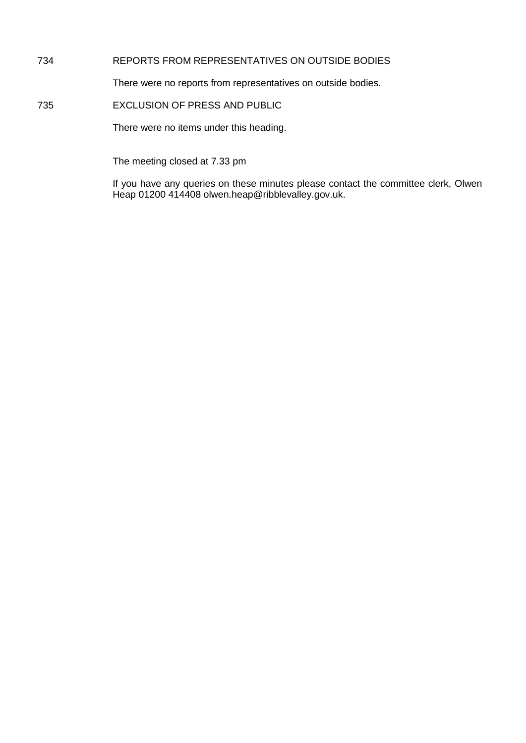734 REPORTS FROM REPRESENTATIVES ON OUTSIDE BODIES

There were no reports from representatives on outside bodies.

735 EXCLUSION OF PRESS AND PUBLIC

There were no items under this heading.

The meeting closed at 7.33 pm

If you have any queries on these minutes please contact the committee clerk, Olwen Heap 01200 414408 olwen.heap@ribblevalley.gov.uk.